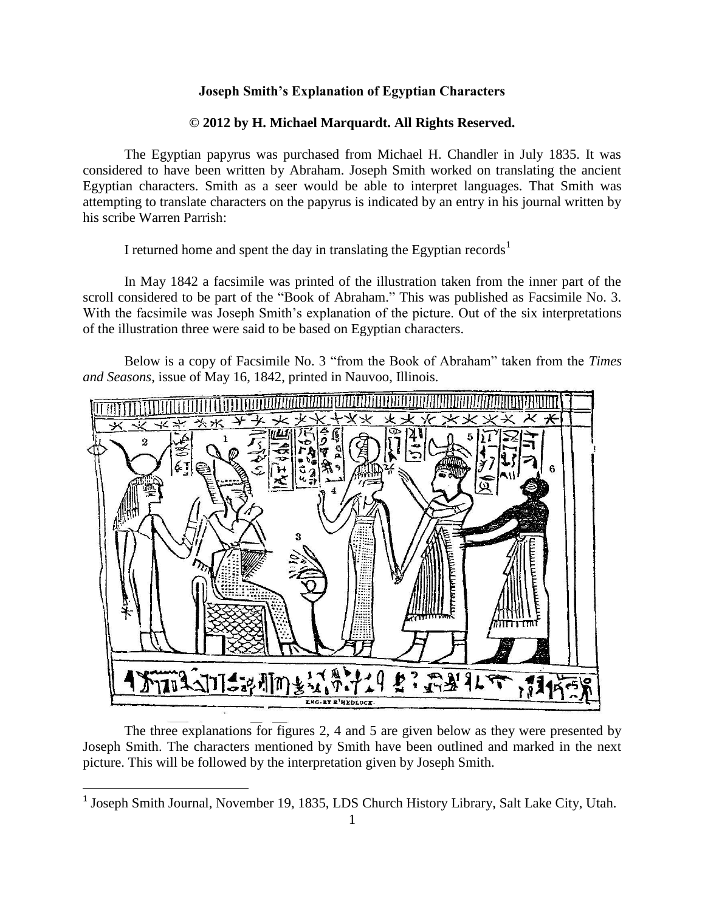**Joseph Smith's Explanation of Egyptian Characters**

**© 2012 by H. Michael Marquardt. All Rights Reserved.**

The Egyptian papyrus was purchased from Michael H. Chandler in July 1835. It was considered to have been written by Abraham. Joseph Smith worked on translating the ancient Egyptian characters. Smith as a seer would be able to interpret languages. That Smith was attempting to translate characters on the papyrus is indicated by an entry in his journal written by his scribe Warren Parrish:

I returned home and spent the day in translating the Egyptian records[1]

In May 1842 a facsimile was printed of the illustration taken from the inner part of the scroll considered to be part of the "Book of Abraham." This was published as Facsimile No. 3. With the facsimile was Joseph Smith's explanation of the picture. Out of the six interpretations of the illustration three were said to be based on Egyptian characters.

Below is a copy of Facsimile No. 3 "from the Book of Abraham" taken from the *Times and Seasons*, issue of May 16, 1842, printed in Nauvoo, Illinois.

The three explanations for figures 2, 4 and 5 are given below as they were presented by Joseph Smith. The characters mentioned by Smith have been outlined and marked in the next picture. This will be followed by the interpretation given by Joseph Smith.

[1] Joseph Smith Journal, November 19, 1835, LDS Church History Library, Salt Lake City, Utah.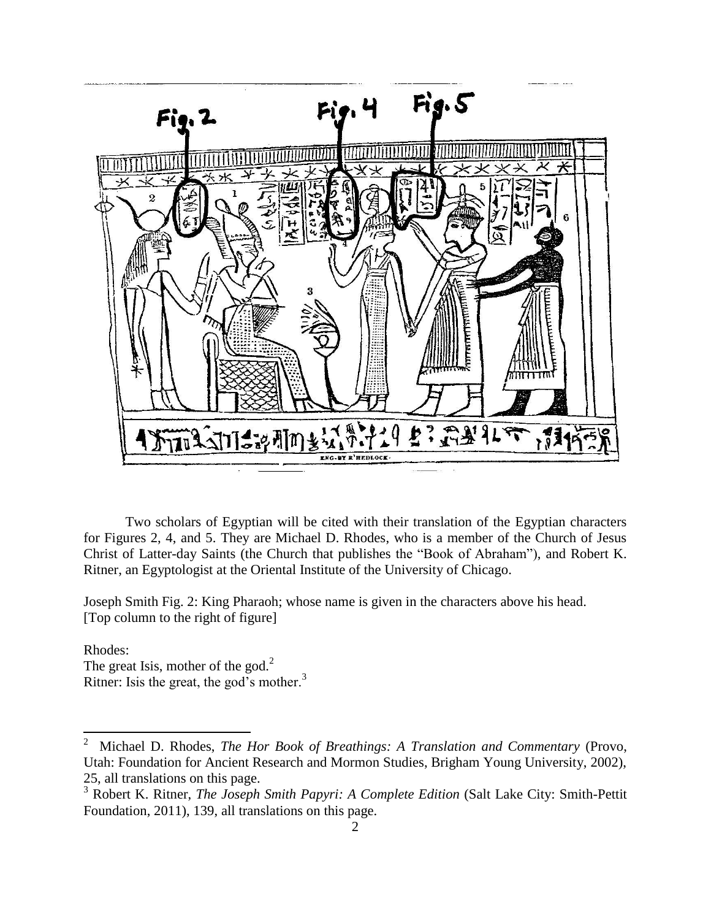Two scholars of Egyptian will be cited with their translation of the Egyptian characters for Figures 2, 4, and 5. They are Michael D. Rhodes, who is a member of the Church of Jesus Christ of Latter-day Saints (the Church that publishes the "Book of Abraham"), and Robert K. Ritner, an Egyptologist at the Oriental Institute of the University of Chicago.

Joseph Smith Fig. 2: King Pharaoh; whose name is given in the characters above his head. [Top column to the right of figure]

Rhodes:
The great Isis, mother of the god.[2]
Ritner: Isis the great, the god's mother.[3]

---

[2] Michael D. Rhodes, *The Hor Book of Breathings: A Translation and Commentary* (Provo, Utah: Foundation for Ancient Research and Mormon Studies, Brigham Young University, 2002), 25, all translations on this page.

[3] Robert K. Ritner, *The Joseph Smith Papyri: A Complete Edition* (Salt Lake City: Smith-Pettit Foundation, 2011), 139, all translations on this page.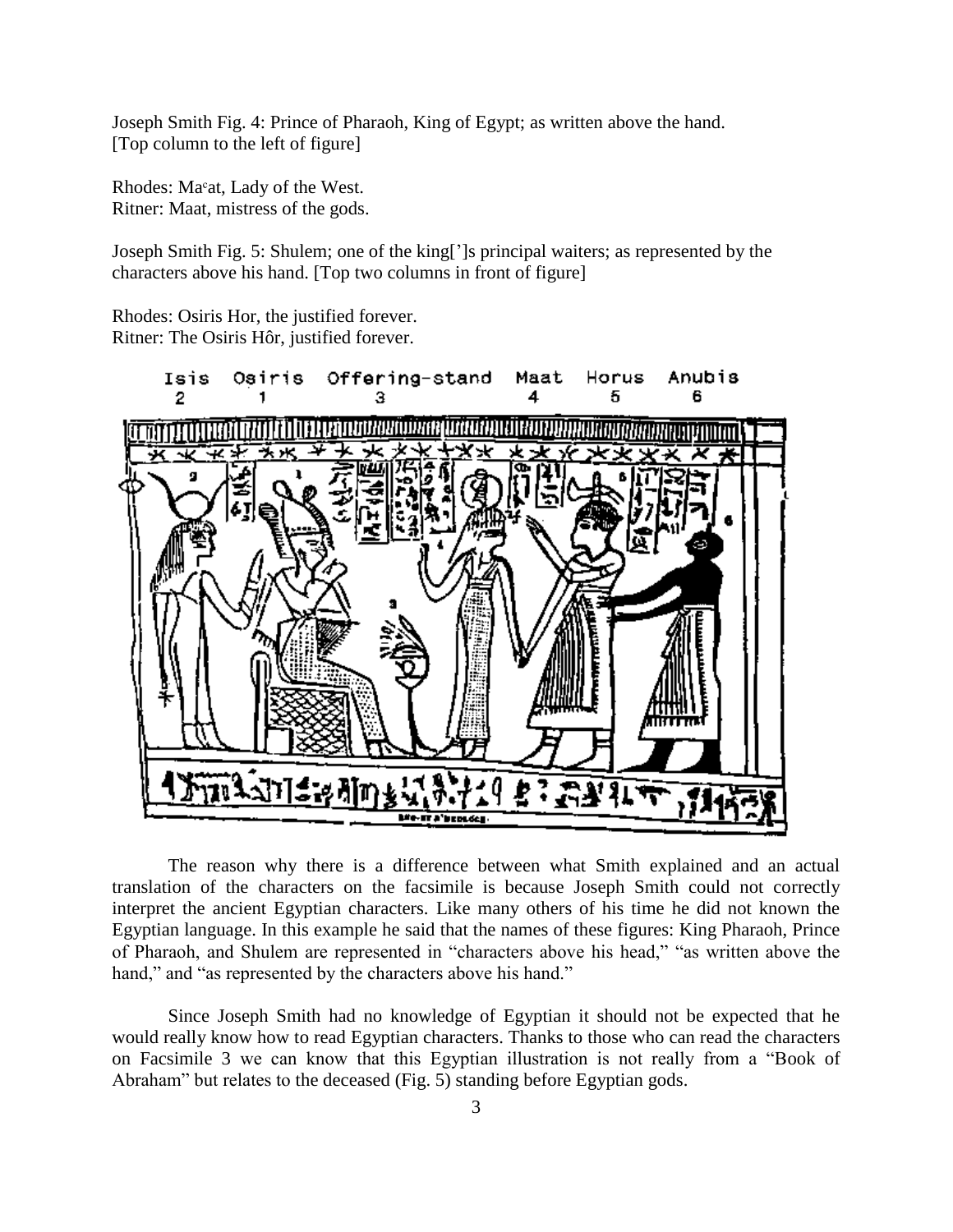Joseph Smith Fig. 4: Prince of Pharaoh, King of Egypt; as written above the hand. [Top column to the left of figure]

Rhodes: Ma$^c$at, Lady of the West.
Ritner: Maat, mistress of the gods.

Joseph Smith Fig. 5: Shulem; one of the king[']s principal waiters; as represented by the characters above his hand. [Top two columns in front of figure]

Rhodes: Osiris Hor, the justified forever.
Ritner: The Osiris Hôr, justified forever.

Isis Osiris Offering-stand Maat Horus Anubis
2 1 3 4 5 6

The reason why there is a difference between what Smith explained and an actual translation of the characters on the facsimile is because Joseph Smith could not correctly interpret the ancient Egyptian characters. Like many others of his time he did not known the Egyptian language. In this example he said that the names of these figures: King Pharaoh, Prince of Pharaoh, and Shulem are represented in "characters above his head," "as written above the hand," and "as represented by the characters above his hand."

Since Joseph Smith had no knowledge of Egyptian it should not be expected that he would really know how to read Egyptian characters. Thanks to those who can read the characters on Facsimile 3 we can know that this Egyptian illustration is not really from a "Book of Abraham" but relates to the deceased (Fig. 5) standing before Egyptian gods.